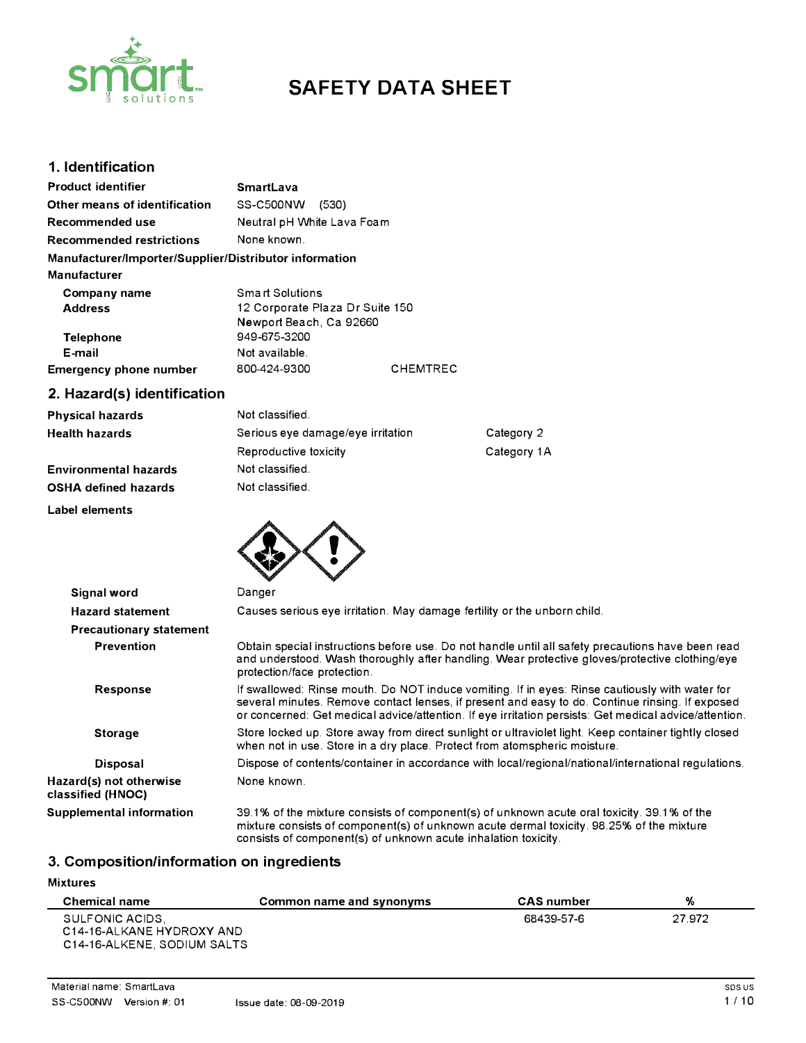# SAFETY DATA SHEET

## 1. Identification

| | |
|---|---|
| **Product identifier** | **SmartLava** |
| **Other means of identification** | SS-C500NW (530) |
| **Recommended use** | Neutral pH White Lava Foam |
| **Recommended restrictions** | None known. |

**Manufacturer/Importer/Supplier/Distributor information**

**Manufacturer**

| | |
|---|---|
| **Company name** | Smart Solutions |
| **Address** | 12 Corporate Plaza Dr Suite 150<br>Newport Beach, Ca 92660 |
| **Telephone** | 949-675-3200 |
| **E-mail** | Not available. |
| **Emergency phone number** | 800-424-9300 CHEMTREC |

## 2. Hazard(s) identification

| | | |
|---|---|---|
| **Physical hazards** | Not classified. | |
| **Health hazards** | Serious eye damage/eye irritation | Category 2 |
| | Reproductive toxicity | Category 1A |
| **Environmental hazards** | Not classified. | |
| **OSHA defined hazards** | Not classified. | |

**Label elements**

**Signal word** Danger

**Hazard statement** Causes serious eye irritation. May damage fertility or the unborn child.

**Precautionary statement**

**Prevention** Obtain special instructions before use. Do not handle until all safety precautions have been read and understood. Wash thoroughly after handling. Wear protective gloves/protective clothing/eye protection/face protection.

**Response** If swallowed: Rinse mouth. Do NOT induce vomiting. If in eyes: Rinse cautiously with water for several minutes. Remove contact lenses, if present and easy to do. Continue rinsing. If exposed or concerned: Get medical advice/attention. If eye irritation persists: Get medical advice/attention.

**Storage** Store locked up. Store away from direct sunlight or ultraviolet light. Keep container tightly closed when not in use. Store in a dry place. Protect from atomspheric moisture.

**Disposal** Dispose of contents/container in accordance with local/regional/national/international regulations.

**Hazard(s) not otherwise classified (HNOC)** None known.

**Supplemental information** 39.1% of the mixture consists of component(s) of unknown acute oral toxicity. 39.1% of the mixture consists of component(s) of unknown acute dermal toxicity. 98.25% of the mixture consists of component(s) of unknown acute inhalation toxicity.

## 3. Composition/information on ingredients

**Mixtures**

| Chemical name | Common name and synonyms | CAS number | % |
|---|---|---|---|
| SULFONIC ACIDS, C14-16-ALKANE HYDROXY AND C14-16-ALKENE, SODIUM SALTS | | 68439-57-6 | 27.972 |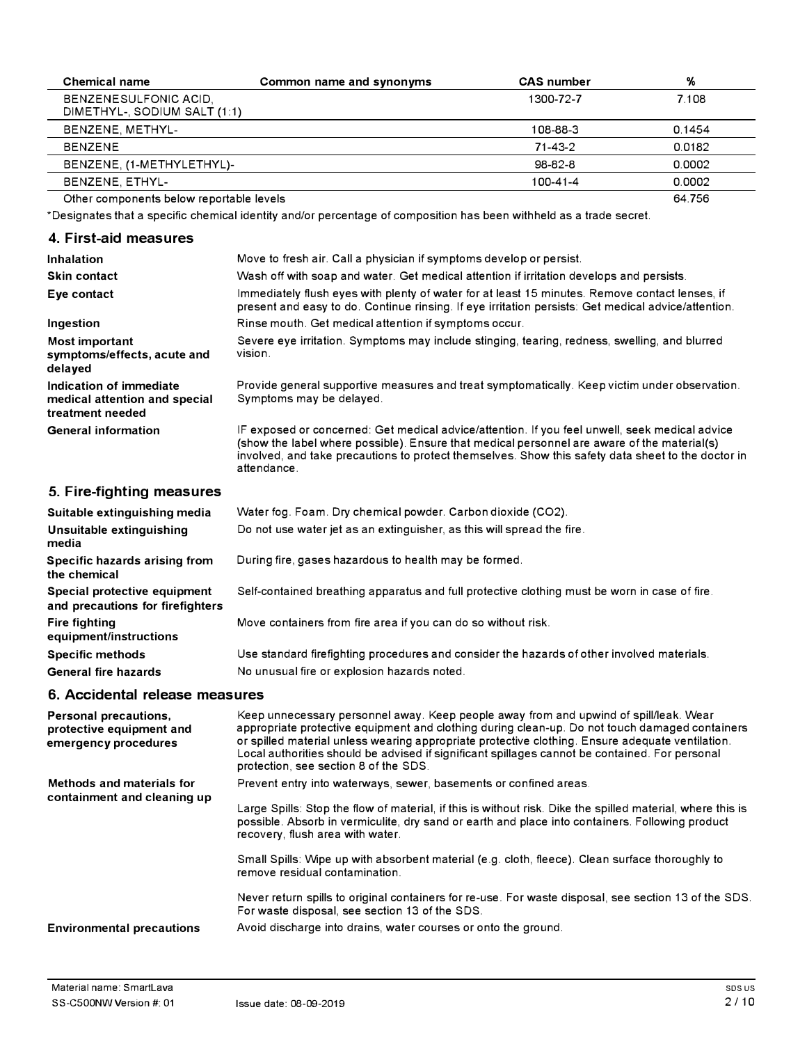| Chemical name | Common name and synonyms | CAS number | % |
| --- | --- | --- | --- |
| BENZENESULFONIC ACID, DIMETHYL-, SODIUM SALT (1:1) | | 1300-72-7 | 7.108 |
| BENZENE, METHYL- | | 108-88-3 | 0.1454 |
| BENZENE | | 71-43-2 | 0.0182 |
| BENZENE, (1-METHYLETHYL)- | | 98-82-8 | 0.0002 |
| BENZENE, ETHYL- | | 100-41-4 | 0.0002 |
| Other components below reportable levels | | | 64.756 |

*Designates that a specific chemical identity and/or percentage of composition has been withheld as a trade secret.

## 4. First-aid measures

**Inhalation**
Move to fresh air. Call a physician if symptoms develop or persist.

**Skin contact**
Wash off with soap and water. Get medical attention if irritation develops and persists.

**Eye contact**
Immediately flush eyes with plenty of water for at least 15 minutes. Remove contact lenses, if present and easy to do. Continue rinsing. If eye irritation persists: Get medical advice/attention.

**Ingestion**
Rinse mouth. Get medical attention if symptoms occur.

**Most important symptoms/effects, acute and delayed**
Severe eye irritation. Symptoms may include stinging, tearing, redness, swelling, and blurred vision.

**Indication of immediate medical attention and special treatment needed**
Provide general supportive measures and treat symptomatically. Keep victim under observation. Symptoms may be delayed.

**General information**
IF exposed or concerned: Get medical advice/attention. If you feel unwell, seek medical advice (show the label where possible). Ensure that medical personnel are aware of the material(s) involved, and take precautions to protect themselves. Show this safety data sheet to the doctor in attendance.

## 5. Fire-fighting measures

**Suitable extinguishing media**
Water fog. Foam. Dry chemical powder. Carbon dioxide ($CO_2$).

**Unsuitable extinguishing media**
Do not use water jet as an extinguisher, as this will spread the fire.

**Specific hazards arising from the chemical**
During fire, gases hazardous to health may be formed.

**Special protective equipment and precautions for firefighters**
Self-contained breathing apparatus and full protective clothing must be worn in case of fire.

**Fire fighting equipment/instructions**
Move containers from fire area if you can do so without risk.

**Specific methods**
Use standard firefighting procedures and consider the hazards of other involved materials.

**General fire hazards**
No unusual fire or explosion hazards noted.

## 6. Accidental release measures

**Personal precautions, protective equipment and emergency procedures**
Keep unnecessary personnel away. Keep people away from and upwind of spill/leak. Wear appropriate protective equipment and clothing during clean-up. Do not touch damaged containers or spilled material unless wearing appropriate protective clothing. Ensure adequate ventilation. Local authorities should be advised if significant spillages cannot be contained. For personal protection, see section 8 of the SDS.

**Methods and materials for containment and cleaning up**
Prevent entry into waterways, sewer, basements or confined areas.

Large Spills: Stop the flow of material, if this is without risk. Dike the spilled material, where this is possible. Absorb in vermiculite, dry sand or earth and place into containers. Following product recovery, flush area with water.

Small Spills: Wipe up with absorbent material (e.g. cloth, fleece). Clean surface thoroughly to remove residual contamination.

Never return spills to original containers for re-use. For waste disposal, see section 13 of the SDS. For waste disposal, see section 13 of the SDS.

**Environmental precautions**
Avoid discharge into drains, water courses or onto the ground.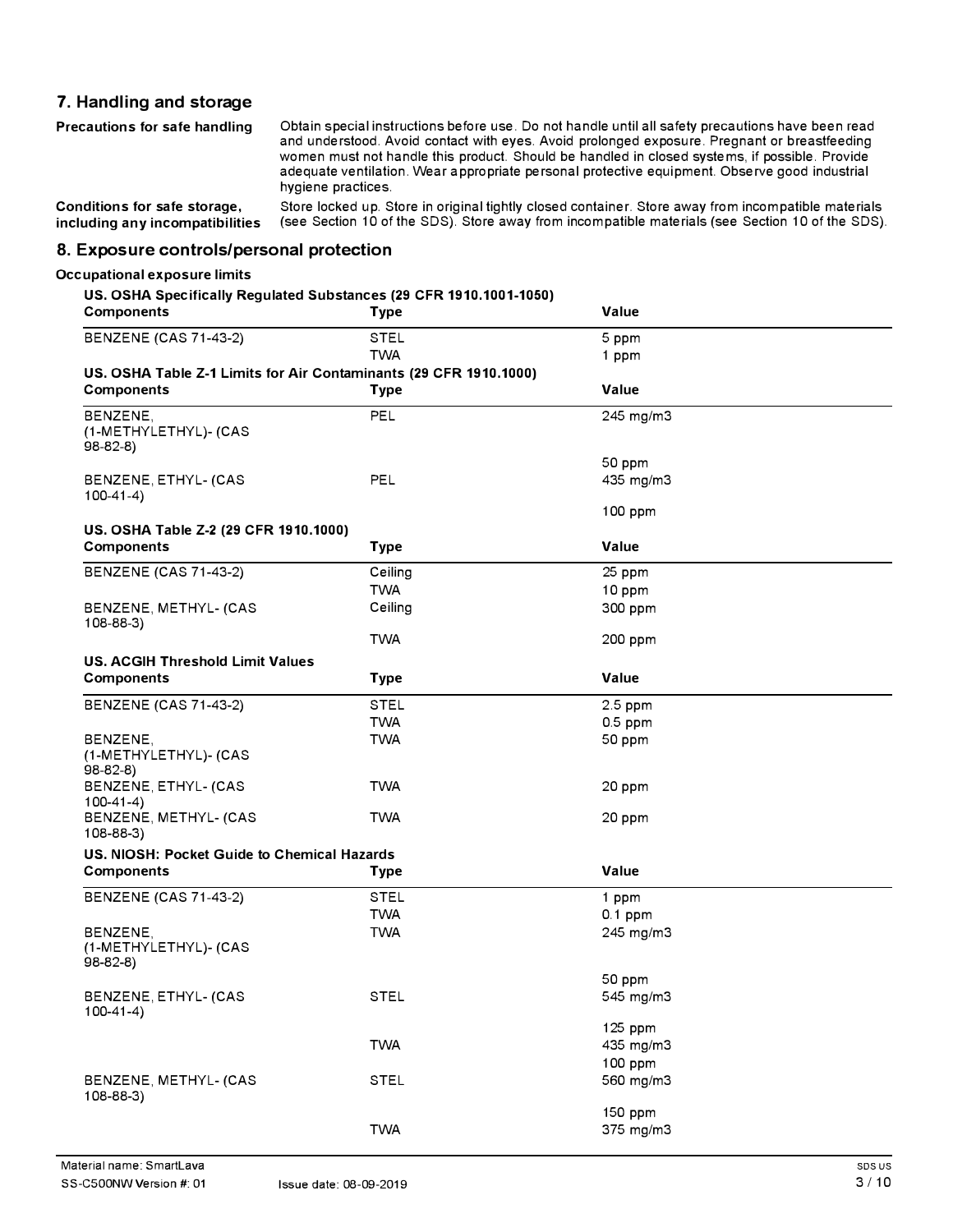## 7. Handling and storage

**Precautions for safe handling**

Obtain special instructions before use. Do not handle until all safety precautions have been read and understood. Avoid contact with eyes. Avoid prolonged exposure. Pregnant or breastfeeding women must not handle this product. Should be handled in closed systems, if possible. Provide adequate ventilation. Wear appropriate personal protective equipment. Observe good industrial hygiene practices.

**Conditions for safe storage, including any incompatibilities**

Store locked up. Store in original tightly closed container. Store away from incompatible materials (see Section 10 of the SDS). Store away from incompatible materials (see Section 10 of the SDS).

## 8. Exposure controls/personal protection

**Occupational exposure limits**

**US. OSHA Specifically Regulated Substances (29 CFR 1910.1001-1050)**

| Components | Type | Value |
| --- | --- | --- |
| BENZENE (CAS 71-43-2) | STEL | 5 ppm |
| | TWA | 1 ppm |

**US. OSHA Table Z-1 Limits for Air Contaminants (29 CFR 1910.1000)**

| Components | Type | Value |
| --- | --- | --- |
| BENZENE, (1-METHYLETHYL)- (CAS 98-82-8) | PEL | 245 mg/m3 |
| | | 50 ppm |
| BENZENE, ETHYL- (CAS 100-41-4) | PEL | 435 mg/m3 |
| | | 100 ppm |

**US. OSHA Table Z-2 (29 CFR 1910.1000)**

| Components | Type | Value |
| --- | --- | --- |
| BENZENE (CAS 71-43-2) | Ceiling | 25 ppm |
| | TWA | 10 ppm |
| BENZENE, METHYL- (CAS 108-88-3) | Ceiling | 300 ppm |
| | TWA | 200 ppm |

**US. ACGIH Threshold Limit Values**

| Components | Type | Value |
| --- | --- | --- |
| BENZENE (CAS 71-43-2) | STEL | 2.5 ppm |
| | TWA | 0.5 ppm |
| BENZENE, (1-METHYLETHYL)- (CAS 98-82-8) | TWA | 50 ppm |
| BENZENE, ETHYL- (CAS 100-41-4) | TWA | 20 ppm |
| BENZENE, METHYL- (CAS 108-88-3) | TWA | 20 ppm |

**US. NIOSH: Pocket Guide to Chemical Hazards**

| Components | Type | Value |
| --- | --- | --- |
| BENZENE (CAS 71-43-2) | STEL | 1 ppm |
| | TWA | 0.1 ppm |
| BENZENE, (1-METHYLETHYL)- (CAS 98-82-8) | TWA | 245 mg/m3 |
| | | 50 ppm |
| BENZENE, ETHYL- (CAS 100-41-4) | STEL | 545 mg/m3 |
| | | 125 ppm |
| | TWA | 435 mg/m3 |
| | | 100 ppm |
| BENZENE, METHYL- (CAS 108-88-3) | STEL | 560 mg/m3 |
| | | 150 ppm |
| | TWA | 375 mg/m3 |

Material name: SmartLava

SS-C500NW Version #: 01 Issue date: 08-09-2019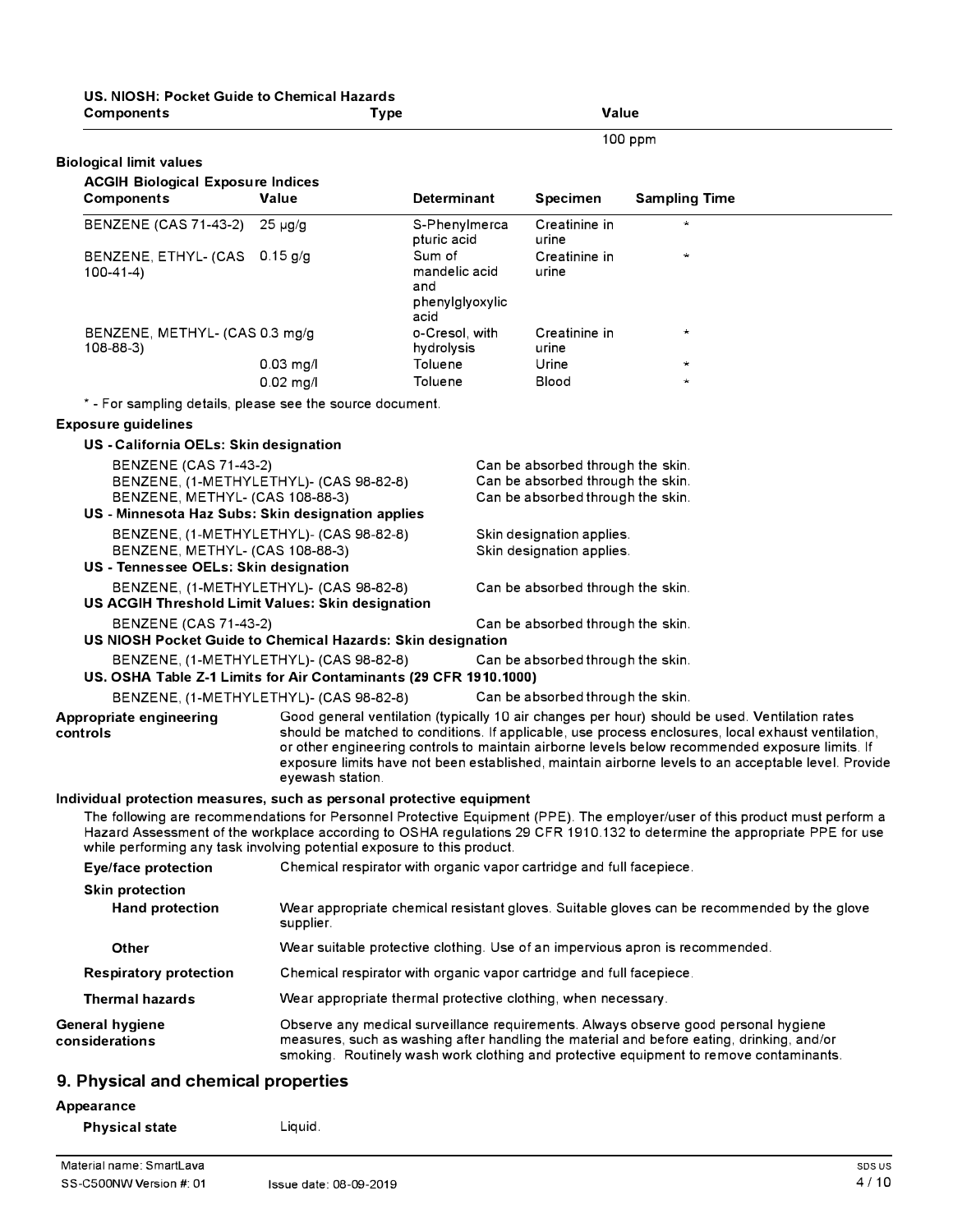**US. NIOSH: Pocket Guide to Chemical Hazards**

| Components | Type | Value |
|---|---|---|
| | | 100 ppm |

**Biological limit values**

**ACGIH Biological Exposure Indices**

| Components | Value | Determinant | Specimen | Sampling Time |
|---|---|---|---|---|
| BENZENE (CAS 71-43-2) | 25 µg/g | S-Phenylmercapturic acid | Creatinine in urine | * |
| BENZENE, ETHYL- (CAS 100-41-4) | 0.15 g/g | Sum of mandelic acid and phenylglyoxylic acid | Creatinine in urine | * |
| BENZENE, METHYL- (CAS 108-88-3) | 0.3 mg/g | o-Cresol, with hydrolysis | Creatinine in urine | * |
| | 0.03 mg/l | Toluene | Urine | * |
| | 0.02 mg/l | Toluene | Blood | * |

* - For sampling details, please see the source document.

**Exposure guidelines**

**US - California OELs: Skin designation**

| | |
|---|---|
| BENZENE (CAS 71-43-2) | Can be absorbed through the skin. |
| BENZENE, (1-METHYLETHYL)- (CAS 98-82-8) | Can be absorbed through the skin. |
| BENZENE, METHYL- (CAS 108-88-3) | Can be absorbed through the skin. |

**US - Minnesota Haz Subs: Skin designation applies**

| | |
|---|---|
| BENZENE, (1-METHYLETHYL)- (CAS 98-82-8) | Skin designation applies. |
| BENZENE, METHYL- (CAS 108-88-3) | Skin designation applies. |

**US - Tennessee OELs: Skin designation**

| | |
|---|---|
| BENZENE, (1-METHYLETHYL)- (CAS 98-82-8) | Can be absorbed through the skin. |

**US ACGIH Threshold Limit Values: Skin designation**

| | |
|---|---|
| BENZENE (CAS 71-43-2) | Can be absorbed through the skin. |

**US NIOSH Pocket Guide to Chemical Hazards: Skin designation**

| | |
|---|---|
| BENZENE, (1-METHYLETHYL)- (CAS 98-82-8) | Can be absorbed through the skin. |

**US. OSHA Table Z-1 Limits for Air Contaminants (29 CFR 1910.1000)**

| | |
|---|---|
| BENZENE, (1-METHYLETHYL)- (CAS 98-82-8) | Can be absorbed through the skin. |

**Appropriate engineering controls**
Good general ventilation (typically 10 air changes per hour) should be used. Ventilation rates should be matched to conditions. If applicable, use process enclosures, local exhaust ventilation, or other engineering controls to maintain airborne levels below recommended exposure limits. If exposure limits have not been established, maintain airborne levels to an acceptable level. Provide eyewash station.

**Individual protection measures, such as personal protective equipment**

The following are recommendations for Personnel Protective Equipment (PPE). The employer/user of this product must perform a Hazard Assessment of the workplace according to OSHA regulations 29 CFR 1910.132 to determine the appropriate PPE for use while performing any task involving potential exposure to this product.

**Eye/face protection**
Chemical respirator with organic vapor cartridge and full facepiece.

**Skin protection**

**Hand protection**
Wear appropriate chemical resistant gloves. Suitable gloves can be recommended by the glove supplier.

**Other**
Wear suitable protective clothing. Use of an impervious apron is recommended.

**Respiratory protection**
Chemical respirator with organic vapor cartridge and full facepiece.

**Thermal hazards**
Wear appropriate thermal protective clothing, when necessary.

**General hygiene considerations**
Observe any medical surveillance requirements. Always observe good personal hygiene measures, such as washing after handling the material and before eating, drinking, and/or smoking. Routinely wash work clothing and protective equipment to remove contaminants.

## 9. Physical and chemical properties

**Appearance**

**Physical state** Liquid.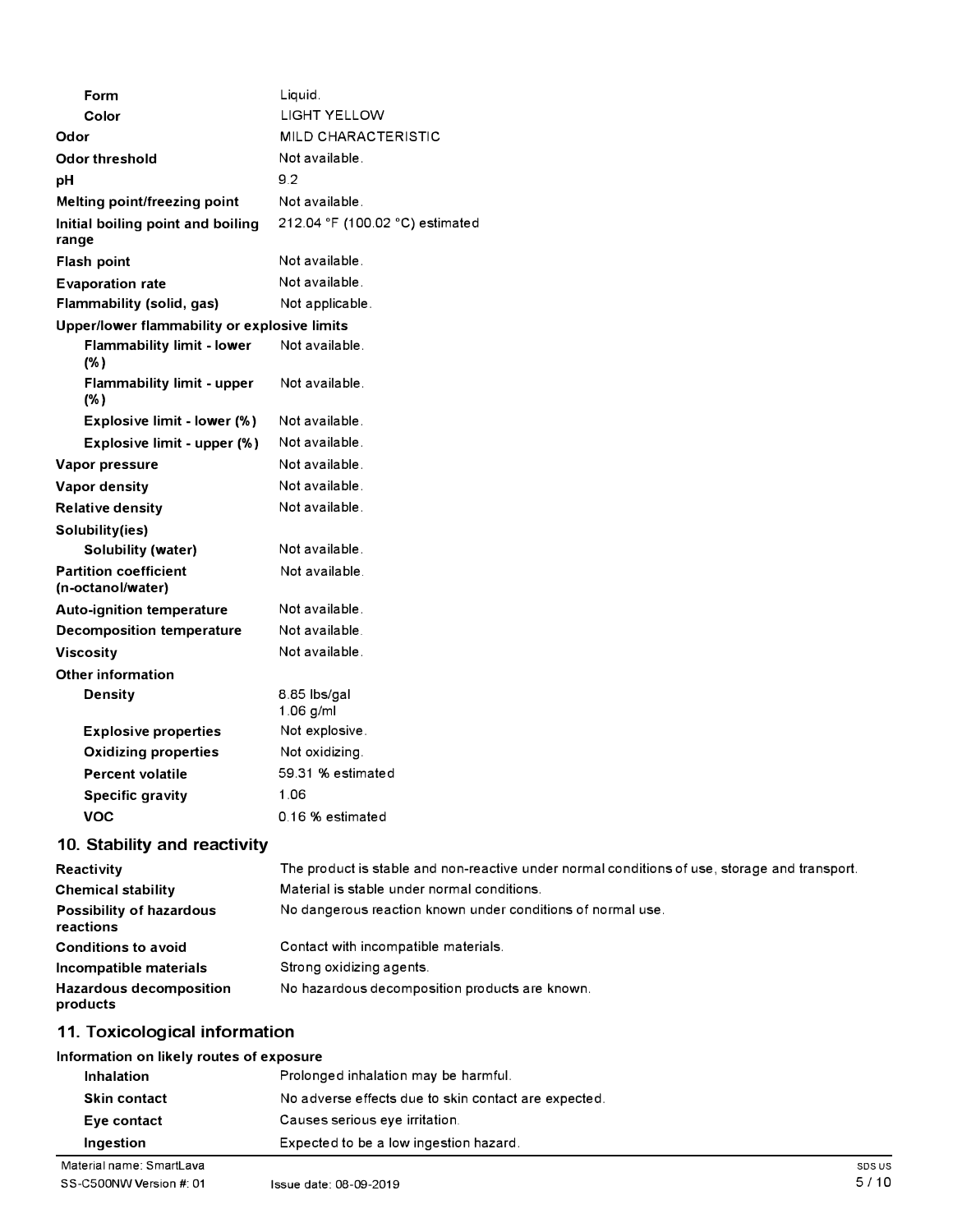| | |
|---|---|
| **Form** | Liquid. |
| **Color** | LIGHT YELLOW |
| **Odor** | MILD CHARACTERISTIC |
| **Odor threshold** | Not available. |
| **pH** | 9.2 |
| **Melting point/freezing point** | Not available. |
| **Initial boiling point and boiling range** | 212.04 °F (100.02 °C) estimated |
| **Flash point** | Not available. |
| **Evaporation rate** | Not available. |
| **Flammability (solid, gas)** | Not applicable. |
| **Upper/lower flammability or explosive limits** | |
| **Flammability limit - lower (%)** | Not available. |
| **Flammability limit - upper (%)** | Not available. |
| **Explosive limit - lower (%)** | Not available. |
| **Explosive limit - upper (%)** | Not available. |
| **Vapor pressure** | Not available. |
| **Vapor density** | Not available. |
| **Relative density** | Not available. |
| **Solubility(ies)** | |
| **Solubility (water)** | Not available. |
| **Partition coefficient (n-octanol/water)** | Not available. |
| **Auto-ignition temperature** | Not available. |
| **Decomposition temperature** | Not available. |
| **Viscosity** | Not available. |
| **Other information** | |
| **Density** | 8.85 lbs/gal<br>1.06 g/ml |
| **Explosive properties** | Not explosive. |
| **Oxidizing properties** | Not oxidizing. |
| **Percent volatile** | 59.31 % estimated |
| **Specific gravity** | 1.06 |
| **VOC** | 0.16 % estimated |

## 10. Stability and reactivity

| | |
|---|---|
| **Reactivity** | The product is stable and non-reactive under normal conditions of use, storage and transport. |
| **Chemical stability** | Material is stable under normal conditions. |
| **Possibility of hazardous reactions** | No dangerous reaction known under conditions of normal use. |
| **Conditions to avoid** | Contact with incompatible materials. |
| **Incompatible materials** | Strong oxidizing agents. |
| **Hazardous decomposition products** | No hazardous decomposition products are known. |

## 11. Toxicological information

**Information on likely routes of exposure**

| | |
|---|---|
| **Inhalation** | Prolonged inhalation may be harmful. |
| **Skin contact** | No adverse effects due to skin contact are expected. |
| **Eye contact** | Causes serious eye irritation. |
| **Ingestion** | Expected to be a low ingestion hazard. |

Material name: SmartLava

SS-C500NW Version #: 01 Issue date: 08-09-2019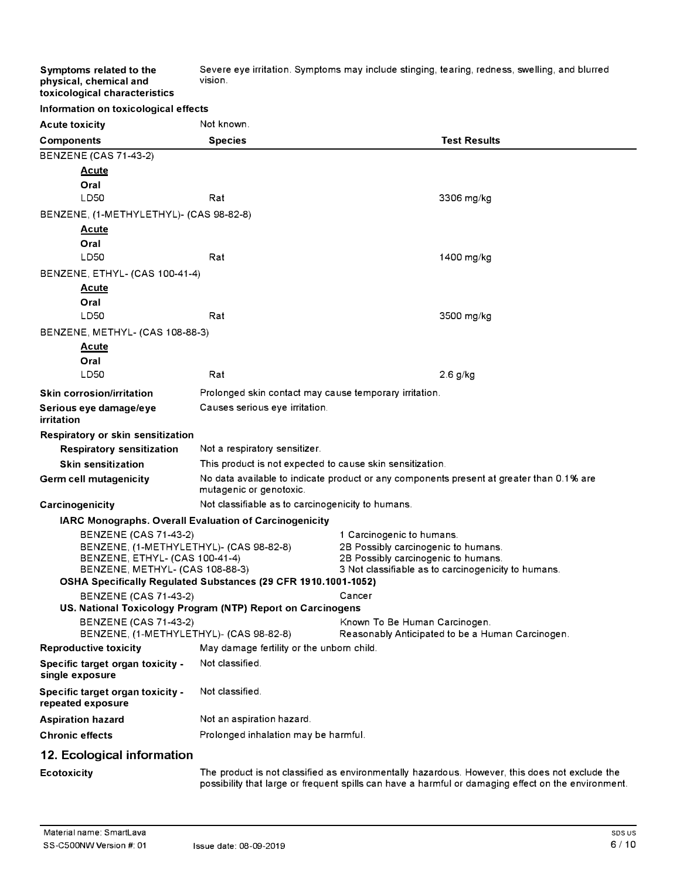**Symptoms related to the physical, chemical and toxicological characteristics**
Severe eye irritation. Symptoms may include stinging, tearing, redness, swelling, and blurred vision.

**Information on toxicological effects**

**Acute toxicity** Not known.

| Components | Species | Test Results |
|---|---|---|
| BENZENE (CAS 71-43-2) | | |
| **Acute** | | |
| **Oral** | | |
| LD50 | Rat | 3306 mg/kg |
| BENZENE, (1-METHYLETHYL)- (CAS 98-82-8) | | |
| **Acute** | | |
| **Oral** | | |
| LD50 | Rat | 1400 mg/kg |
| BENZENE, ETHYL- (CAS 100-41-4) | | |
| **Acute** | | |
| **Oral** | | |
| LD50 | Rat | 3500 mg/kg |
| BENZENE, METHYL- (CAS 108-88-3) | | |
| **Acute** | | |
| **Oral** | | |
| LD50 | Rat | 2.6 g/kg |

**Skin corrosion/irritation** Prolonged skin contact may cause temporary irritation.

**Serious eye damage/eye irritation** Causes serious eye irritation.

**Respiratory or skin sensitization**

**Respiratory sensitization** Not a respiratory sensitizer.

**Skin sensitization** This product is not expected to cause skin sensitization.

**Germ cell mutagenicity** No data available to indicate product or any components present at greater than 0.1% are mutagenic or genotoxic.

**Carcinogenicity** Not classifiable as to carcinogenicity to humans.

**IARC Monographs. Overall Evaluation of Carcinogenicity**

| | |
|---|---|
| BENZENE (CAS 71-43-2) | 1 Carcinogenic to humans. |
| BENZENE, (1-METHYLETHYL)- (CAS 98-82-8) | 2B Possibly carcinogenic to humans. |
| BENZENE, ETHYL- (CAS 100-41-4) | 2B Possibly carcinogenic to humans. |
| BENZENE, METHYL- (CAS 108-88-3) | 3 Not classifiable as to carcinogenicity to humans. |

**OSHA Specifically Regulated Substances (29 CFR 1910.1001-1052)**

| | |
|---|---|
| BENZENE (CAS 71-43-2) | Cancer |

**US. National Toxicology Program (NTP) Report on Carcinogens**

| | |
|---|---|
| BENZENE (CAS 71-43-2) | Known To Be Human Carcinogen. |
| BENZENE, (1-METHYLETHYL)- (CAS 98-82-8) | Reasonably Anticipated to be a Human Carcinogen. |

**Reproductive toxicity** May damage fertility or the unborn child.

**Specific target organ toxicity - single exposure** Not classified.

**Specific target organ toxicity - repeated exposure** Not classified.

**Aspiration hazard** Not an aspiration hazard.

**Chronic effects** Prolonged inhalation may be harmful.

## 12. Ecological information

**Ecotoxicity** The product is not classified as environmentally hazardous. However, this does not exclude the possibility that large or frequent spills can have a harmful or damaging effect on the environment.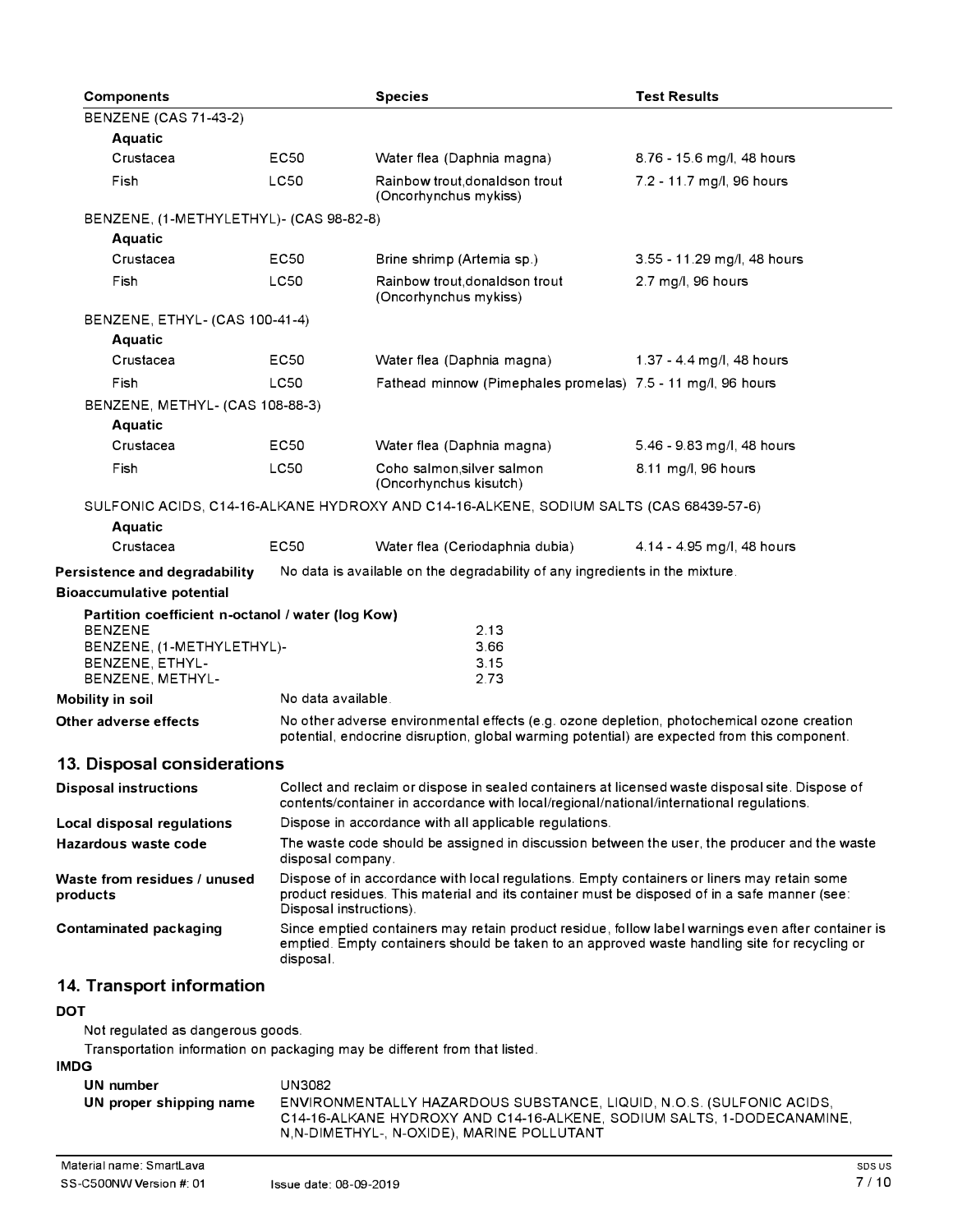| Components | | Species | Test Results |
|---|---|---|---|
| BENZENE (CAS 71-43-2) | | | |
| **Aquatic** | | | |
| Crustacea | EC50 | Water flea (Daphnia magna) | 8.76 - 15.6 mg/l, 48 hours |
| Fish | LC50 | Rainbow trout,donaldson trout (Oncorhynchus mykiss) | 7.2 - 11.7 mg/l, 96 hours |
| BENZENE, (1-METHYLETHYL)- (CAS 98-82-8) | | | |
| **Aquatic** | | | |
| Crustacea | EC50 | Brine shrimp (Artemia sp.) | 3.55 - 11.29 mg/l, 48 hours |
| Fish | LC50 | Rainbow trout,donaldson trout (Oncorhynchus mykiss) | 2.7 mg/l, 96 hours |
| BENZENE, ETHYL- (CAS 100-41-4) | | | |
| **Aquatic** | | | |
| Crustacea | EC50 | Water flea (Daphnia magna) | 1.37 - 4.4 mg/l, 48 hours |
| Fish | LC50 | Fathead minnow (Pimephales promelas) | 7.5 - 11 mg/l, 96 hours |
| BENZENE, METHYL- (CAS 108-88-3) | | | |
| **Aquatic** | | | |
| Crustacea | EC50 | Water flea (Daphnia magna) | 5.46 - 9.83 mg/l, 48 hours |
| Fish | LC50 | Coho salmon,silver salmon (Oncorhynchus kisutch) | 8.11 mg/l, 96 hours |
| SULFONIC ACIDS, C14-16-ALKANE HYDROXY AND C14-16-ALKENE, SODIUM SALTS (CAS 68439-57-6) | | | |
| **Aquatic** | | | |
| Crustacea | EC50 | Water flea (Ceriodaphnia dubia) | 4.14 - 4.95 mg/l, 48 hours |

**Persistence and degradability** No data is available on the degradability of any ingredients in the mixture.

**Bioaccumulative potential**

**Partition coefficient n-octanol / water (log Kow)**

| | |
|---|---|
| BENZENE | 2.13 |
| BENZENE, (1-METHYLETHYL)- | 3.66 |
| BENZENE, ETHYL- | 3.15 |
| BENZENE, METHYL- | 2.73 |

**Mobility in soil** No data available.

**Other adverse effects** No other adverse environmental effects (e.g. ozone depletion, photochemical ozone creation potential, endocrine disruption, global warming potential) are expected from this component.

## 13. Disposal considerations

**Disposal instructions** Collect and reclaim or dispose in sealed containers at licensed waste disposal site. Dispose of contents/container in accordance with local/regional/national/international regulations.

**Local disposal regulations** Dispose in accordance with all applicable regulations.

**Hazardous waste code** The waste code should be assigned in discussion between the user, the producer and the waste disposal company.

**Waste from residues / unused products** Dispose of in accordance with local regulations. Empty containers or liners may retain some product residues. This material and its container must be disposed of in a safe manner (see: Disposal instructions).

**Contaminated packaging** Since emptied containers may retain product residue, follow label warnings even after container is emptied. Empty containers should be taken to an approved waste handling site for recycling or disposal.

## 14. Transport information

**DOT**

Not regulated as dangerous goods.

Transportation information on packaging may be different from that listed.

**IMDG**

**UN number** UN3082

**UN proper shipping name** ENVIRONMENTALLY HAZARDOUS SUBSTANCE, LIQUID, N.O.S. (SULFONIC ACIDS, C14-16-ALKANE HYDROXY AND C14-16-ALKENE, SODIUM SALTS, 1-DODECANAMINE, N,N-DIMETHYL-, N-OXIDE), MARINE POLLUTANT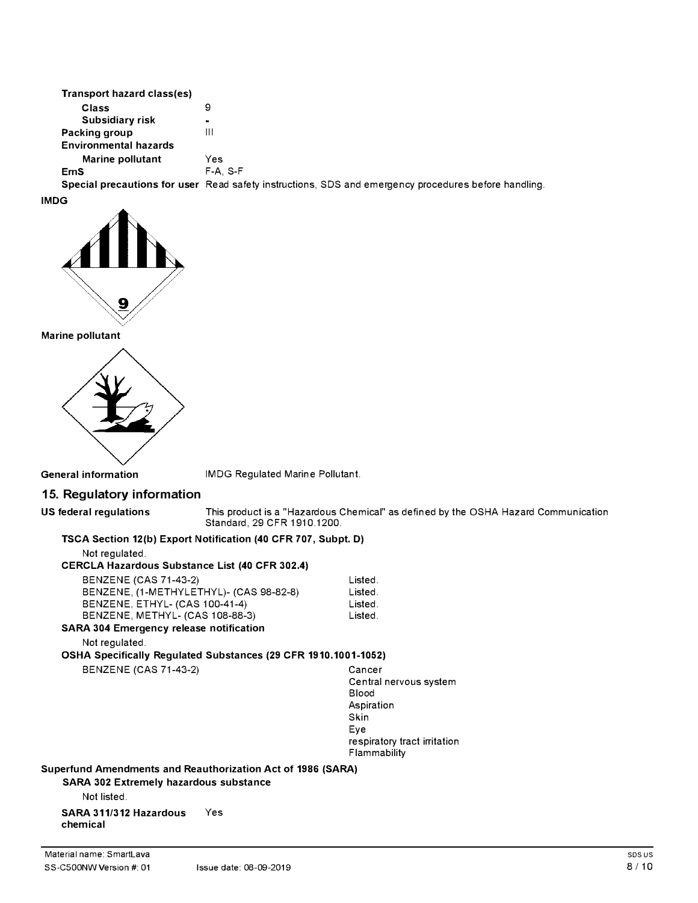**Transport hazard class(es)**

| | |
|---|---|
| **Class** | 9 |
| **Subsidiary risk** | - |
| **Packing group** | III |
| **Environmental hazards** | |
| **Marine pollutant** | Yes |
| **EmS** | F-A, S-F |
| **Special precautions for user** | Read safety instructions, SDS and emergency procedures before handling. |

**IMDG**

**Marine pollutant**

**General information** IMDG Regulated Marine Pollutant.

## 15. Regulatory information

**US federal regulations** This product is a "Hazardous Chemical" as defined by the OSHA Hazard Communication Standard, 29 CFR 1910.1200.

**TSCA Section 12(b) Export Notification (40 CFR 707, Subpt. D)**

Not regulated.

**CERCLA Hazardous Substance List (40 CFR 302.4)**

| | |
|---|---|
| BENZENE (CAS 71-43-2) | Listed. |
| BENZENE, (1-METHYLETHYL)- (CAS 98-82-8) | Listed. |
| BENZENE, ETHYL- (CAS 100-41-4) | Listed. |
| BENZENE, METHYL- (CAS 108-88-3) | Listed. |

**SARA 304 Emergency release notification**

Not regulated.

**OSHA Specifically Regulated Substances (29 CFR 1910.1001-1052)**

BENZENE (CAS 71-43-2)
- Cancer
- Central nervous system
- Blood
- Aspiration
- Skin
- Eye
- respiratory tract irritation
- Flammability

**Superfund Amendments and Reauthorization Act of 1986 (SARA)**

**SARA 302 Extremely hazardous substance**

Not listed.

**SARA 311/312 Hazardous chemical** Yes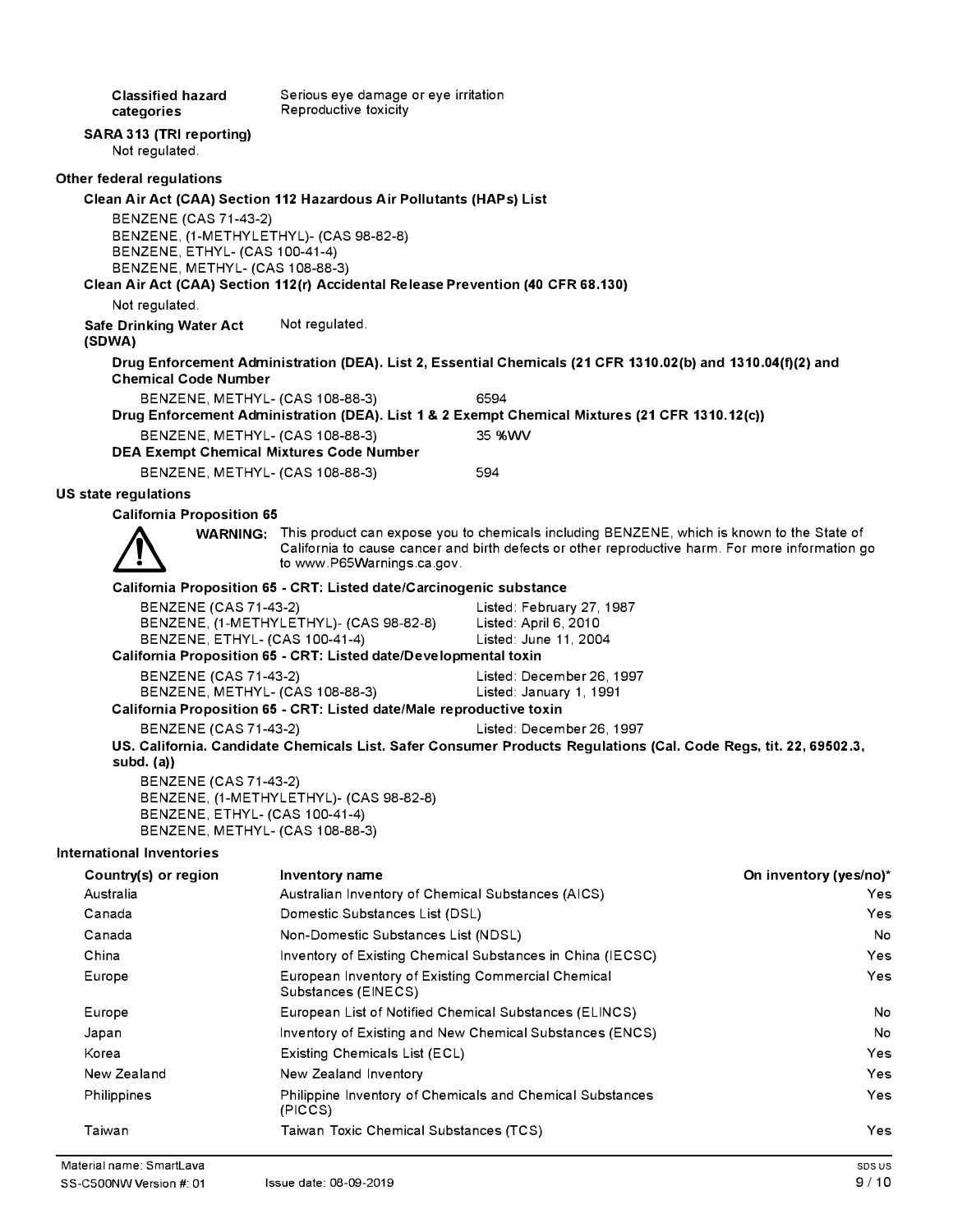**Classified hazard categories** Serious eye damage or eye irritation
Reproductive toxicity

**SARA 313 (TRI reporting)**
Not regulated.

### Other federal regulations

**Clean Air Act (CAA) Section 112 Hazardous Air Pollutants (HAPs) List**

BENZENE (CAS 71-43-2)
BENZENE, (1-METHYLETHYL)- (CAS 98-82-8)
BENZENE, ETHYL- (CAS 100-41-4)
BENZENE, METHYL- (CAS 108-88-3)

**Clean Air Act (CAA) Section 112(r) Accidental Release Prevention (40 CFR 68.130)**

Not regulated.

**Safe Drinking Water Act (SDWA)** Not regulated.

**Drug Enforcement Administration (DEA). List 2, Essential Chemicals (21 CFR 1310.02(b) and 1310.04(f)(2) and Chemical Code Number**

BENZENE, METHYL- (CAS 108-88-3) 6594

**Drug Enforcement Administration (DEA). List 1 & 2 Exempt Chemical Mixtures (21 CFR 1310.12(c))**

BENZENE, METHYL- (CAS 108-88-3) 35 %WV

**DEA Exempt Chemical Mixtures Code Number**

BENZENE, METHYL- (CAS 108-88-3) 594

### US state regulations

**California Proposition 65**

**WARNING:** This product can expose you to chemicals including BENZENE, which is known to the State of California to cause cancer and birth defects or other reproductive harm. For more information go to www.P65Warnings.ca.gov.

**California Proposition 65 - CRT: Listed date/Carcinogenic substance**

BENZENE (CAS 71-43-2) Listed: February 27, 1987
BENZENE, (1-METHYLETHYL)- (CAS 98-82-8) Listed: April 6, 2010
BENZENE, ETHYL- (CAS 100-41-4) Listed: June 11, 2004

**California Proposition 65 - CRT: Listed date/Developmental toxin**

BENZENE (CAS 71-43-2) Listed: December 26, 1997
BENZENE, METHYL- (CAS 108-88-3) Listed: January 1, 1991

**California Proposition 65 - CRT: Listed date/Male reproductive toxin**

BENZENE (CAS 71-43-2) Listed: December 26, 1997

**US. California. Candidate Chemicals List. Safer Consumer Products Regulations (Cal. Code Regs, tit. 22, 69502.3, subd. (a))**

BENZENE (CAS 71-43-2)
BENZENE, (1-METHYLETHYL)- (CAS 98-82-8)
BENZENE, ETHYL- (CAS 100-41-4)
BENZENE, METHYL- (CAS 108-88-3)

### International Inventories

| Country(s) or region | Inventory name | On inventory (yes/no)* |
|---|---|---|
| Australia | Australian Inventory of Chemical Substances (AICS) | Yes |
| Canada | Domestic Substances List (DSL) | Yes |
| Canada | Non-Domestic Substances List (NDSL) | No |
| China | Inventory of Existing Chemical Substances in China (IECSC) | Yes |
| Europe | European Inventory of Existing Commercial Chemical Substances (EINECS) | Yes |
| Europe | European List of Notified Chemical Substances (ELINCS) | No |
| Japan | Inventory of Existing and New Chemical Substances (ENCS) | No |
| Korea | Existing Chemicals List (ECL) | Yes |
| New Zealand | New Zealand Inventory | Yes |
| Philippines | Philippine Inventory of Chemicals and Chemical Substances (PICCS) | Yes |
| Taiwan | Taiwan Toxic Chemical Substances (TCS) | Yes |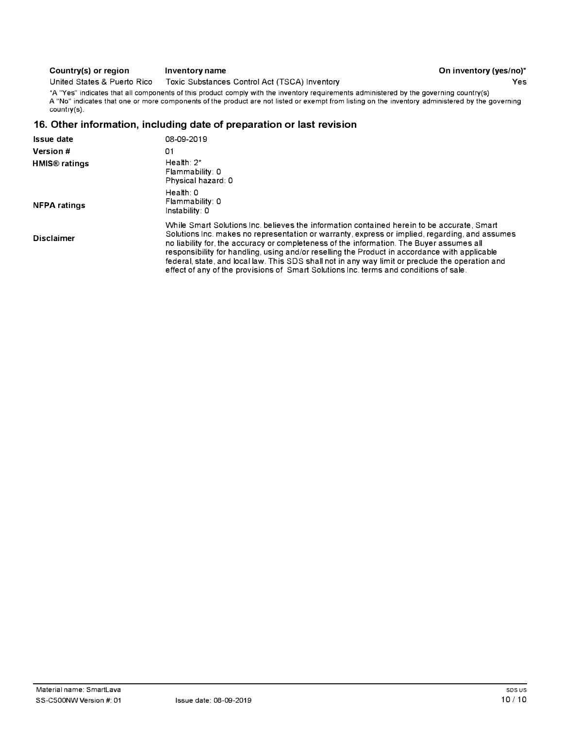| Country(s) or region | Inventory name | On inventory (yes/no)* |
| --- | --- | --- |
| United States & Puerto Rico | Toxic Substances Control Act (TSCA) Inventory | Yes |

*A "Yes" indicates that all components of this product comply with the inventory requirements administered by the governing country(s)
A "No" indicates that one or more components of the product are not listed or exempt from listing on the inventory administered by the governing country(s).

## 16. Other information, including date of preparation or last revision

| | |
| --- | --- |
| **Issue date** | 08-09-2019 |
| **Version #** | 01 |
| **HMIS® ratings** | Health: 2* <br> Flammability: 0 <br> Physical hazard: 0 |
| **NFPA ratings** | Health: 0 <br> Flammability: 0 <br> Instability: 0 |
| **Disclaimer** | While Smart Solutions Inc. believes the information contained herein to be accurate, Smart Solutions Inc. makes no representation or warranty, express or implied, regarding, and assumes no liability for, the accuracy or completeness of the information. The Buyer assumes all responsibility for handling, using and/or reselling the Product in accordance with applicable federal, state, and local law. This SDS shall not in any way limit or preclude the operation and effect of any of the provisions of Smart Solutions Inc. terms and conditions of sale. |